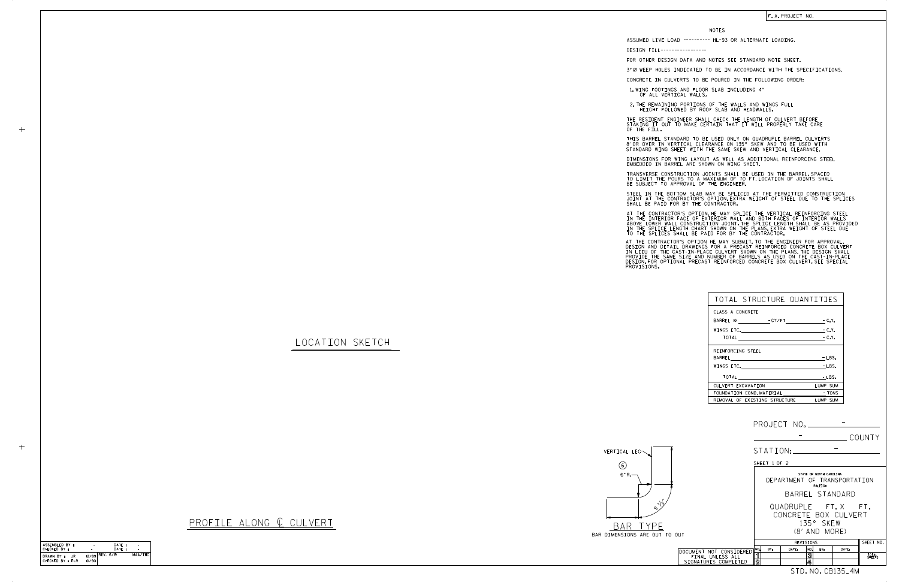F. A. PROJECT NO.

## NOTES

ASSUMED LIVE LOAD ---------- HL-93 OR ALTERNATE LOADING.

DESIGN FILL-----------------

FOR OTHER DESIGN DATA AND NOTES SEE STANDARD NOTE SHEET.

3"Ø WEEP HOLES INDICATED TO BE IN ACCORDANCE WITH THE SPECIFICATIONS.

CONCRETE IN CULVERTS TO BE POURED IN THE FOLLOWING ORDER:

1. WING FOOTINGS AND FLOOR SLAB INCLUDING 4" OF ALL VERTICAL WALLS.
2. THE REMAINING PORTIONS OF THE WALLS AND WINGS FULL HEIGHT FOLLOWED BY ROOF SLAB AND HEADWALLS.

THE RESIDENT ENGINEER SHALL CHECK THE LENGTH OF CULVERT BEFORE STAKING IT OUT TO MAKE CERTAIN THAT IT WILL PROPERLY TAKE CARE OF THE FILL.

THIS BARREL STANDARD TO BE USED ONLY ON QUADRUPLE BARREL CULVERTS 8' OR OVER IN VERTICAL CLEARANCE ON 135° SKEW AND TO BE USED WITH STANDARD WING SHEET WITH THE SAME SKEW AND VERTICAL CLEARANCE.

DIMENSIONS FOR WING LAYOUT AS WELL AS ADDITIONAL REINFORCING STEEL EMBEDDED IN BARREL ARE SHOWN ON WING SHEET.

TRANSVERSE CONSTRUCTION JOINTS SHALL BE USED IN THE BARREL, SPACED TO LIMIT THE POURS TO A MAXIMUM OF 70 FT. LOCATION OF JOINTS SHALL BE SUBJECT TO APPROVAL OF THE ENGINEER.

STEEL IN THE BOTTOM SLAB MAY BE SPLICED AT THE PERMITTED CONSTRUCTION JOINT AT THE CONTRACTOR'S OPTION. EXTRA WEIGHT OF STEEL DUE TO THE SPLICES SHALL BE PAID FOR BY THE CONTRACTOR.

AT THE CONTRACTOR'S OPTION, HE MAY SPLICE THE VERTICAL REINFORCING STEEL IN THE INTERIOR FACE OF EXTERIOR WALL AND BOTH FACES OF INTERIOR WALLS ABOVE LOWER WALL CONSTRUCTION JOINT. THE SPLICE LENGTH SHALL BE AS PROVIDED IN THE SPLICE LENGTH CHART SHOWN ON THE PLANS. EXTRA WEIGHT OF STEEL DUE TO THE SPLICES SHALL BE PAID FOR BY THE CONTRACTOR.

AT THE CONTRACTOR'S OPTION HE MAY SUBMIT, TO THE ENGINEER FOR APPROVAL, DESIGN AND DETAIL DRAWINGS FOR A PRECAST REINFORCED CONCRETE BOX CULVERT IN LIEU OF THE CAST-IN-PLACE CULVERT SHOWN ON THE PLANS. THE DESIGN SHALL PROVIDE THE SAME SIZE AND NUMBER OF BARRELS AS USED ON THE CAST-IN-PLACE DESIGN. FOR OPTIONAL PRECAST REINFORCED CONCRETE BOX CULVERT, SEE SPECIAL PROVISIONS.

## TOTAL STRUCTURE QUANTITIES

| | |
|---|---|
| CLASS A CONCRETE | |
| BARREL @ ________ - CY/FT | - C.Y. |
| WINGS ETC. | - C.Y. |
| TOTAL | - C.Y. |
| REINFORCING STEEL | |
| BARREL | - LBS. |
| WINGS ETC. | - LBS. |
| TOTAL | - LBS. |
| CULVERT EXCAVATION | LUMP SUM |
| FOUNDATION COND. MATERIAL | - TONS |
| REMOVAL OF EXISTING STRUCTURE | LUMP SUM |

LOCATION SKETCH

PROFILE ALONG ℄ CULVERT

VERTICAL LEG
⑥
6" R.
9 1/2"

BAR TYPE

BAR DIMENSIONS ARE OUT TO OUT

PROJECT NO. -

- COUNTY

STATION: -

SHEET 1 OF 2

STATE OF NORTH CAROLINA
DEPARTMENT OF TRANSPORTATION
RALEIGH

BARREL STANDARD

QUADRUPLE FT. X FT.
CONCRETE BOX CULVERT
135° SKEW
(8' AND MORE)

| REVISIONS | | | | | | SHEET NO. |
|---|---|---|---|---|---|---|
| NO. | BY: | DATE: | NO. | BY: | DATE: | |
| 1 | | | 3 | | | TOTAL SHEETS |
| 2 | | | 4 | | | |

DOCUMENT NOT CONSIDERED FINAL UNLESS ALL SIGNATURES COMPLETED

| | | | |
|---|---|---|---|
| ASSEMBLED BY : | - | DATE : | - |
| CHECKED BY : | - | DATE : | - |
| DRAWN BY : JR | 12/89 | REV. 6/19 | MAA/THC |
| CHECKED BY : ELR | 10/90 | | |

STD. NO. CB135_4M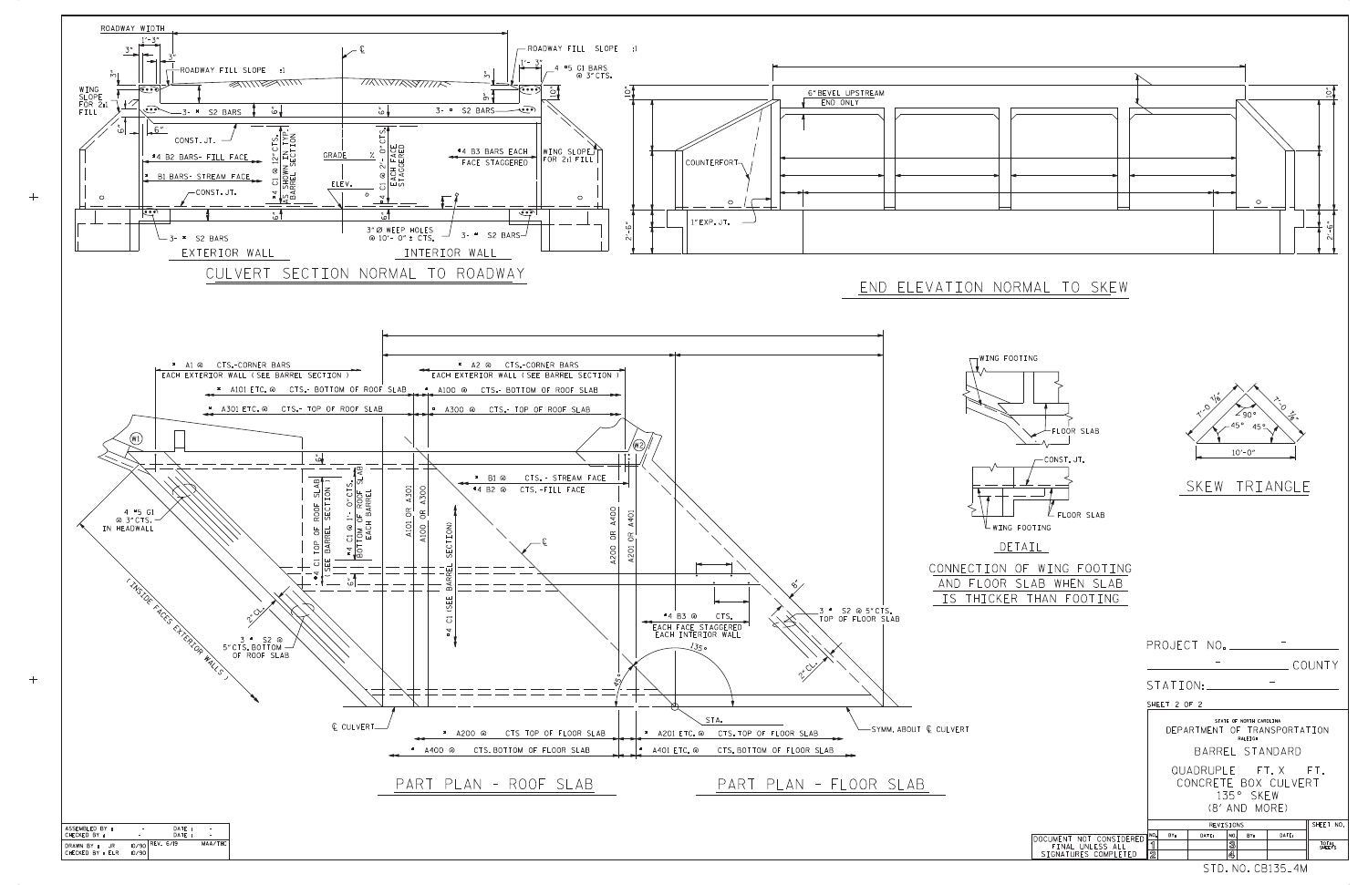## CULVERT SECTION NORMAL TO ROADWAY

ROADWAY WIDTH

1'-3"

3"

ROADWAY FILL SLOPE :1

ROADWAY FILL SLOPE :1

4 #5 G1 BARS @ 3" CTS.

WING SLOPE FOR 2:1 FILL

3- * S2 BARS

3- * S2 BARS

CONST. JT.

#4 B2 BARS- FILL FACE

#4 B1 BARS- STREAM FACE

CONST. JT.

#4 C1 @ 12" CTS. AS SHOWN IN TYP. BARREL SECTION

GRADE %

ELEV.

#4 C1 @ 2'-0" CTS. EACH FACE STAGGERED

#4 B3 BARS EACH FACE STAGGERED

WING SLOPE FOR 2:1 FILL

3" Ø WEEP HOLES @ 10'-0" ± CTS.

3- * S2 BARS

3- * S2 BARS

EXTERIOR WALL

INTERIOR WALL

## END ELEVATION NORMAL TO SKEW

6" BEVEL UPSTREAM END ONLY

COUNTERFORT

1" EXP. JT.

10"

2'-6"

## PART PLAN - ROOF SLAB / PART PLAN - FLOOR SLAB

* A1 @ CTS.-CORNER BARS EACH EXTERIOR WALL ( SEE BARREL SECTION )

* A2 @ CTS.-CORNER BARS EACH EXTERIOR WALL ( SEE BARREL SECTION )

* A101 ETC. @ CTS.- BOTTOM OF ROOF SLAB

* A100 @ CTS.- BOTTOM OF ROOF SLAB

* A301 ETC. @ CTS.- TOP OF ROOF SLAB

* A300 @ CTS.- TOP OF ROOF SLAB

* B1 @ CTS.- STREAM FACE

#4 B2 @ CTS.-FILL FACE

W1

W2

4 #5 G1 @ 3" CTS. IN HEADWALL

#4 C1 TOP OF ROOF SLAB ( SEE BARREL SECTION )

#4 C1 @ 1'-0" CTS. BOTTOM OF ROOF SLAB EACH BARREL

A101 OR A301

A100 OR A300

#4 C1 (SEE BARREL SECTION)

A200 OR A400

A201 OR A401

( INSIDE FACES EXTERIOR WALLS )

2" CL.

3 * S2 @ 5" CTS. BOTTOM OF ROOF SLAB

#4 B3 @ CTS. EACH FACE STAGGERED EACH INTERIOR WALL

3 * S2 @ 5" CTS. TOP OF FLOOR SLAB

2" CL.

135°

45°

STA.

℄ CULVERT

SYMM. ABOUT ℄ CULVERT

* A200 @ CTS TOP OF FLOOR SLAB

* A201 ETC. @ CTS. TOP OF FLOOR SLAB

* A400 @ CTS. BOTTOM OF FLOOR SLAB

* A401 ETC. @ CTS. BOTTOM OF FLOOR SLAB

## DETAIL

WING FOOTING

FLOOR SLAB

CONST. JT.

FLOOR SLAB

WING FOOTING

CONNECTION OF WING FOOTING AND FLOOR SLAB WHEN SLAB IS THICKER THAN FOOTING

## SKEW TRIANGLE

7'-0 1/16"

7'-0 1/16"

90°

45° 45°

10'-0"

PROJECT NO. -

- COUNTY

STATION: -

SHEET 2 OF 2

STATE OF NORTH CAROLINA
DEPARTMENT OF TRANSPORTATION
RALEIGH

BARREL STANDARD

QUADRUPLE FT. X FT.
CONCRETE BOX CULVERT
135° SKEW
(8' AND MORE)

| REVISIONS | | | | | | SHEET NO. |
|---|---|---|---|---|---|---|
| NO. | BY: | DATE: | NO. | BY: | DATE: | |
| 1 | | | 3 | | | TOTAL SHEETS |
| 2 | | | 4 | | | |

DOCUMENT NOT CONSIDERED FINAL UNLESS ALL SIGNATURES COMPLETED

| | | | |
|---|---|---|---|
| ASSEMBLED BY : - | DATE : - | | |
| CHECKED BY : - | DATE : - | | |
| DRAWN BY : JR | 10/90 | REV. 6/19 | MAA/THC |
| CHECKED BY : ELR | 10/90 | | |

STD. NO. CB135_4M